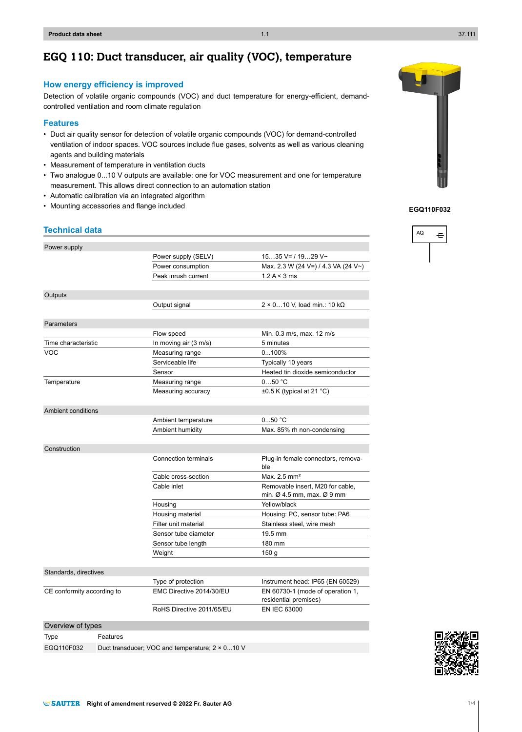# EGQ 110: Duct transducer, air quality (VOC), temperature

## How energy efficiency is improved

Detection of volatile organic compounds (VOC) and duct temperature for energy-efficient, demand-controlled ventilation and room climate regulation

## Features

- Duct air quality sensor for detection of volatile organic compounds (VOC) for demand-controlled ventilation of indoor spaces. VOC sources include flue gases, solvents as well as various cleaning agents and building materials
- Measurement of temperature in ventilation ducts
- Two analogue 0...10 V outputs are available: one for VOC measurement and one for temperature measurement. This allows direct connection to an automation station
- Automatic calibration via an integrated algorithm
- Mounting accessories and flange included

**EGQ110F032**

## Technical data

| | | |
|---|---|---|
| **Power supply** | | |
| | Power supply (SELV) | 15…35 V= / 19…29 V~ |
| | Power consumption | Max. 2.3 W (24 V=) / 4.3 VA (24 V~) |
| | Peak inrush current | 1.2 A < 3 ms |
| **Outputs** | | |
| | Output signal | 2 × 0…10 V, load min.: 10 kΩ |
| **Parameters** | | |
| | Flow speed | Min. 0.3 m/s, max. 12 m/s |
| Time characteristic | In moving air (3 m/s) | 5 minutes |
| VOC | Measuring range | 0...100% |
| | Serviceable life | Typically 10 years |
| | Sensor | Heated tin dioxide semiconductor |
| Temperature | Measuring range | 0…50 °C |
| | Measuring accuracy | ±0.5 K (typical at 21 °C) |
| **Ambient conditions** | | |
| | Ambient temperature | 0...50 °C |
| | Ambient humidity | Max. 85% rh non-condensing |
| **Construction** | | |
| | Connection terminals | Plug-in female connectors, removable |
| | Cable cross-section | Max. 2.5 mm² |
| | Cable inlet | Removable insert, M20 for cable, min. Ø 4.5 mm, max. Ø 9 mm |
| | Housing | Yellow/black |
| | Housing material | Housing: PC, sensor tube: PA6 |
| | Filter unit material | Stainless steel, wire mesh |
| | Sensor tube diameter | 19.5 mm |
| | Sensor tube length | 180 mm |
| | Weight | 150 g |
| **Standards, directives** | | |
| | Type of protection | Instrument head: IP65 (EN 60529) |
| CE conformity according to | EMC Directive 2014/30/EU | EN 60730-1 (mode of operation 1, residential premises) |
| | RoHS Directive 2011/65/EU | EN IEC 63000 |

### Overview of types

| Type | Features |
|---|---|
| EGQ110F032 | Duct transducer; VOC and temperature; 2 × 0...10 V |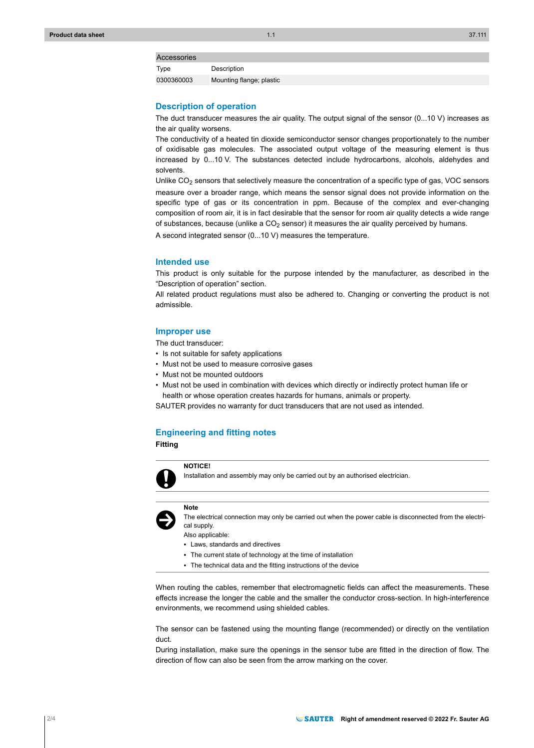| Accessories | |
|---|---|
| Type | Description |
| 0300360003 | Mounting flange; plastic |

## Description of operation

The duct transducer measures the air quality. The output signal of the sensor (0...10 V) increases as the air quality worsens.

The conductivity of a heated tin dioxide semiconductor sensor changes proportionately to the number of oxidisable gas molecules. The associated output voltage of the measuring element is thus increased by 0...10 V. The substances detected include hydrocarbons, alcohols, aldehydes and solvents.

Unlike $CO_2$ sensors that selectively measure the concentration of a specific type of gas, VOC sensors measure over a broader range, which means the sensor signal does not provide information on the specific type of gas or its concentration in ppm. Because of the complex and ever-changing composition of room air, it is in fact desirable that the sensor for room air quality detects a wide range of substances, because (unlike a $CO_2$ sensor) it measures the air quality perceived by humans.

A second integrated sensor (0...10 V) measures the temperature.

## Intended use

This product is only suitable for the purpose intended by the manufacturer, as described in the "Description of operation" section.

All related product regulations must also be adhered to. Changing or converting the product is not admissible.

## Improper use

The duct transducer:

- Is not suitable for safety applications
- Must not be used to measure corrosive gases
- Must not be mounted outdoors
- Must not be used in combination with devices which directly or indirectly protect human life or health or whose operation creates hazards for humans, animals or property.

SAUTER provides no warranty for duct transducers that are not used as intended.

## Engineering and fitting notes

### Fitting

**NOTICE!**

Installation and assembly may only be carried out by an authorised electrician.

**Note**

The electrical connection may only be carried out when the power cable is disconnected from the electrical supply.

Also applicable:

- Laws, standards and directives
- The current state of technology at the time of installation
- The technical data and the fitting instructions of the device

When routing the cables, remember that electromagnetic fields can affect the measurements. These effects increase the longer the cable and the smaller the conductor cross-section. In high-interference environments, we recommend using shielded cables.

The sensor can be fastened using the mounting flange (recommended) or directly on the ventilation duct.

During installation, make sure the openings in the sensor tube are fitted in the direction of flow. The direction of flow can also be seen from the arrow marking on the cover.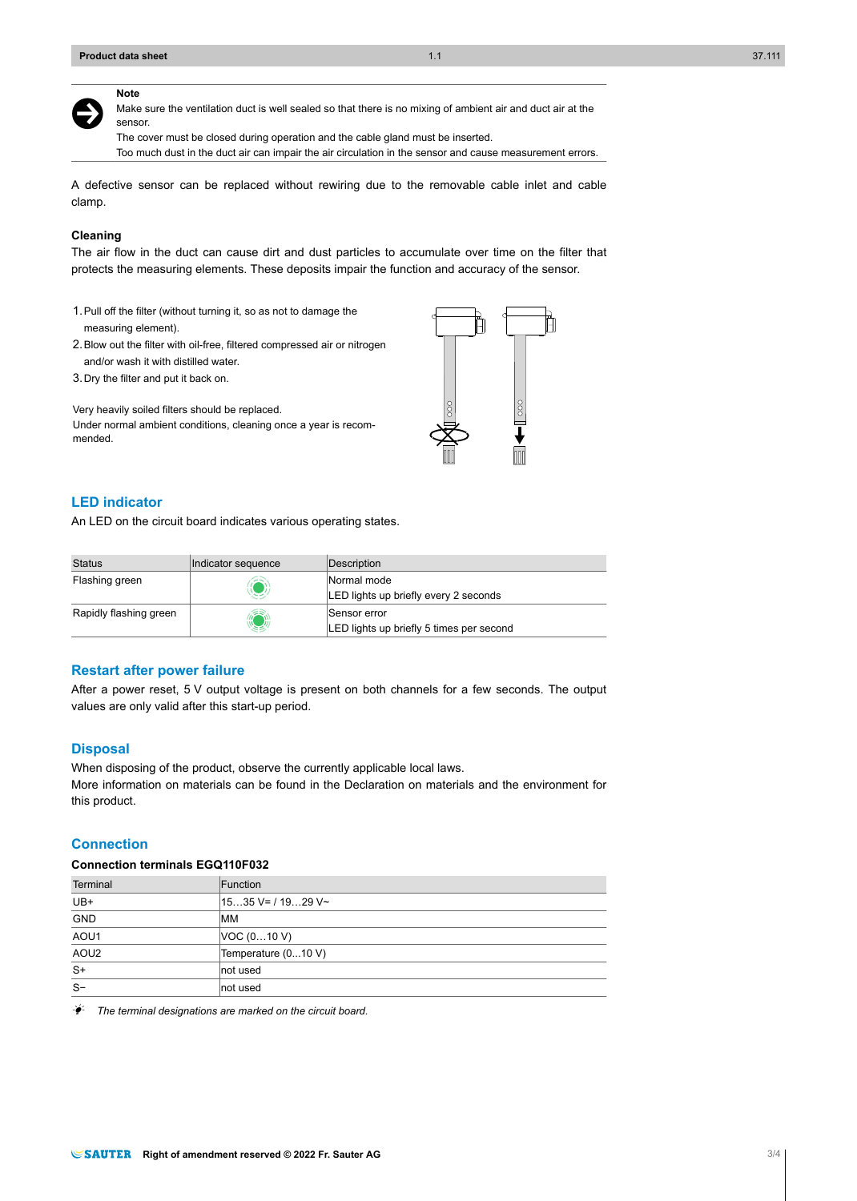**Note**

Make sure the ventilation duct is well sealed so that there is no mixing of ambient air and duct air at the sensor.

The cover must be closed during operation and the cable gland must be inserted.

Too much dust in the duct air can impair the air circulation in the sensor and cause measurement errors.

A defective sensor can be replaced without rewiring due to the removable cable inlet and cable clamp.

**Cleaning**

The air flow in the duct can cause dirt and dust particles to accumulate over time on the filter that protects the measuring elements. These deposits impair the function and accuracy of the sensor.

1. Pull off the filter (without turning it, so as not to damage the measuring element).
2. Blow out the filter with oil-free, filtered compressed air or nitrogen and/or wash it with distilled water.
3. Dry the filter and put it back on.

Very heavily soiled filters should be replaced.
Under normal ambient conditions, cleaning once a year is recommended.

## LED indicator

An LED on the circuit board indicates various operating states.

| Status | Indicator sequence | Description |
|---|---|---|
| Flashing green | | Normal mode<br>LED lights up briefly every 2 seconds |
| Rapidly flashing green | | Sensor error<br>LED lights up briefly 5 times per second |

## Restart after power failure

After a power reset, 5 V output voltage is present on both channels for a few seconds. The output values are only valid after this start-up period.

## Disposal

When disposing of the product, observe the currently applicable local laws.
More information on materials can be found in the Declaration on materials and the environment for this product.

## Connection

**Connection terminals EGQ110F032**

| Terminal | Function |
|---|---|
| UB+ | 15…35 V= / 19…29 V~ |
| GND | MM |
| AOU1 | VOC (0…10 V) |
| AOU2 | Temperature (0...10 V) |
| S+ | not used |
| S− | not used |

*The terminal designations are marked on the circuit board.*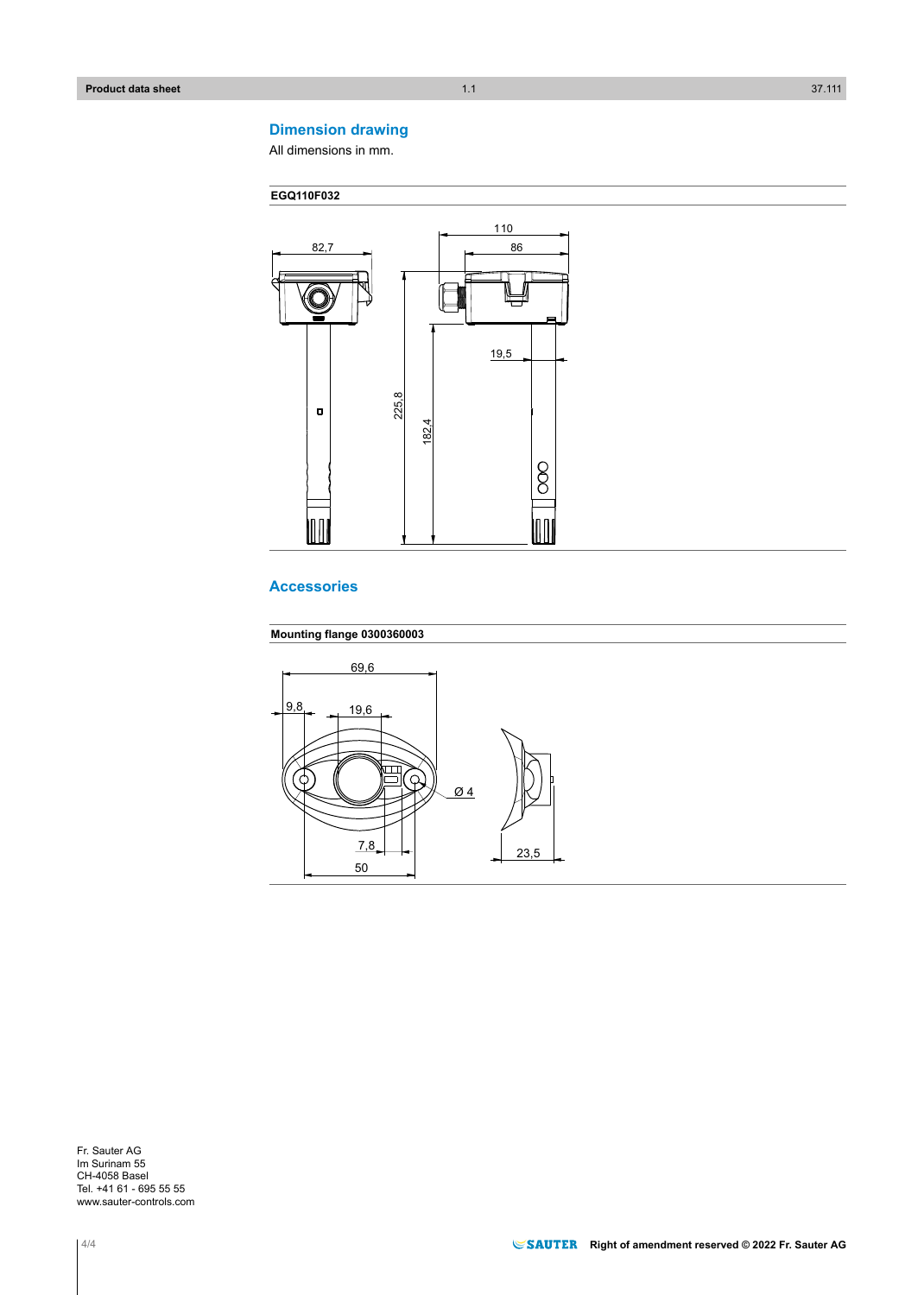## Dimension drawing

All dimensions in mm.

**EGQ110F032**

110

86

82,7

19,5

225,8

182,4

## Accessories

**Mounting flange 0300360003**

69,6

9,8

19,6

Ø 4

7,8

50

23,5

Fr. Sauter AG
Im Surinam 55
CH-4058 Basel
Tel. +41 61 - 695 55 55
www.sauter-controls.com